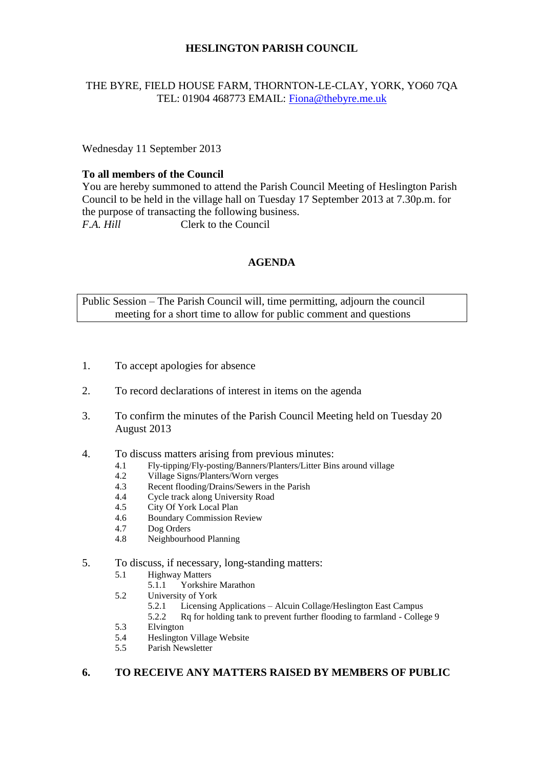# HESLINGTON PARISH COUNCIL

THE BYRE, FIELD HOUSE FARM, THORNTON-LE-CLAY, YORK, YO60 7QA
TEL: 01904 468773 EMAIL: Fiona@thebyre.me.uk

Wednesday 11 September 2013

**To all members of the Council**
You are hereby summoned to attend the Parish Council Meeting of Heslington Parish Council to be held in the village hall on Tuesday 17 September 2013 at 7.30p.m. for the purpose of transacting the following business.
*F.A. Hill* Clerk to the Council

## AGENDA

Public Session – The Parish Council will, time permitting, adjourn the council meeting for a short time to allow for public comment and questions

1. To accept apologies for absence

2. To record declarations of interest in items on the agenda

3. To confirm the minutes of the Parish Council Meeting held on Tuesday 20 August 2013

4. To discuss matters arising from previous minutes:
   - 4.1 Fly-tipping/Fly-posting/Banners/Planters/Litter Bins around village
   - 4.2 Village Signs/Planters/Worn verges
   - 4.3 Recent flooding/Drains/Sewers in the Parish
   - 4.4 Cycle track along University Road
   - 4.5 City Of York Local Plan
   - 4.6 Boundary Commission Review
   - 4.7 Dog Orders
   - 4.8 Neighbourhood Planning

5. To discuss, if necessary, long-standing matters:
   - 5.1 Highway Matters
     - 5.1.1 Yorkshire Marathon
   - 5.2 University of York
     - 5.2.1 Licensing Applications – Alcuin Collage/Heslington East Campus
     - 5.2.2 Rq for holding tank to prevent further flooding to farmland - College 9
   - 5.3 Elvington
   - 5.4 Heslington Village Website
   - 5.5 Parish Newsletter

**6. TO RECEIVE ANY MATTERS RAISED BY MEMBERS OF PUBLIC**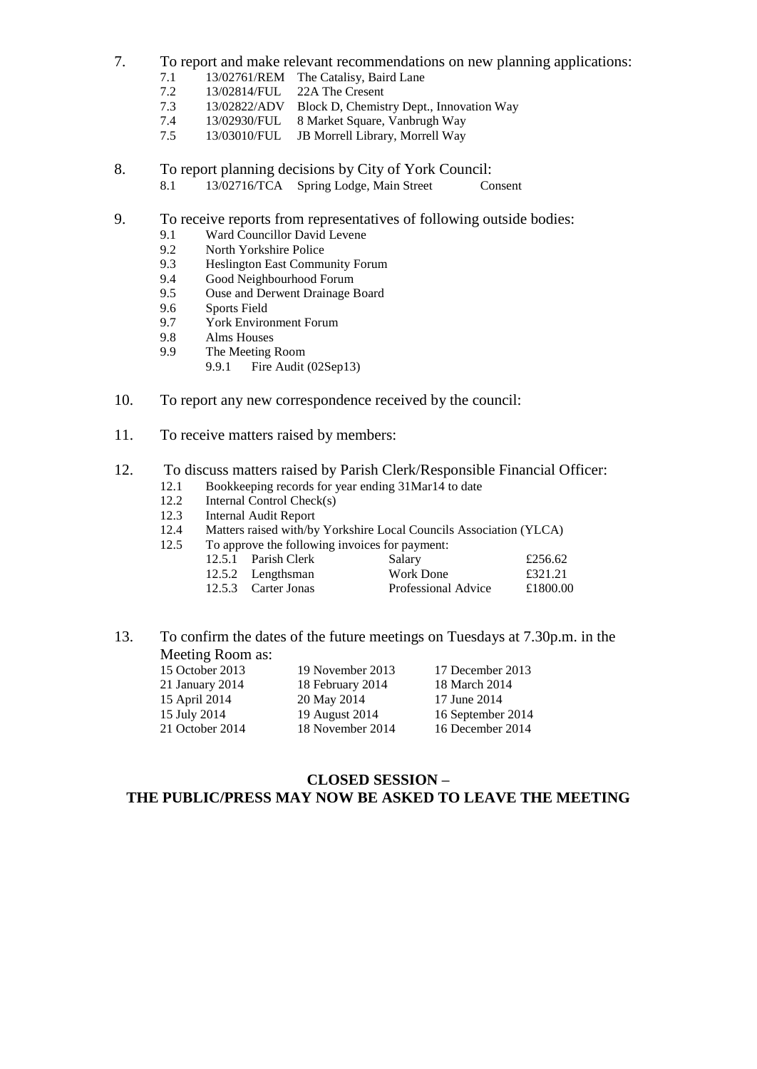7. To report and make relevant recommendations on new planning applications:
   - 7.1 13/02761/REM The Catalisy, Baird Lane
   - 7.2 13/02814/FUL 22A The Cresent
   - 7.3 13/02822/ADV Block D, Chemistry Dept., Innovation Way
   - 7.4 13/02930/FUL 8 Market Square, Vanbrugh Way
   - 7.5 13/03010/FUL JB Morrell Library, Morrell Way

8. To report planning decisions by City of York Council:
   - 8.1 13/02716/TCA Spring Lodge, Main Street Consent

9. To receive reports from representatives of following outside bodies:
   - 9.1 Ward Councillor David Levene
   - 9.2 North Yorkshire Police
   - 9.3 Heslington East Community Forum
   - 9.4 Good Neighbourhood Forum
   - 9.5 Ouse and Derwent Drainage Board
   - 9.6 Sports Field
   - 9.7 York Environment Forum
   - 9.8 Alms Houses
   - 9.9 The Meeting Room
     - 9.9.1 Fire Audit (02Sep13)

10. To report any new correspondence received by the council:

11. To receive matters raised by members:

12. To discuss matters raised by Parish Clerk/Responsible Financial Officer:
    - 12.1 Bookkeeping records for year ending 31Mar14 to date
    - 12.2 Internal Control Check(s)
    - 12.3 Internal Audit Report
    - 12.4 Matters raised with/by Yorkshire Local Councils Association (YLCA)
    - 12.5 To approve the following invoices for payment:

| | | | |
|---|---|---|---|
| 12.5.1 | Parish Clerk | Salary | £256.62 |
| 12.5.2 | Lengthsman | Work Done | £321.21 |
| 12.5.3 | Carter Jonas | Professional Advice | £1800.00 |

13. To confirm the dates of the future meetings on Tuesdays at 7.30p.m. in the Meeting Room as:

| | | |
|---|---|---|
| 15 October 2013 | 19 November 2013 | 17 December 2013 |
| 21 January 2014 | 18 February 2014 | 18 March 2014 |
| 15 April 2014 | 20 May 2014 | 17 June 2014 |
| 15 July 2014 | 19 August 2014 | 16 September 2014 |
| 21 October 2014 | 18 November 2014 | 16 December 2014 |

**CLOSED SESSION –**
**THE PUBLIC/PRESS MAY NOW BE ASKED TO LEAVE THE MEETING**